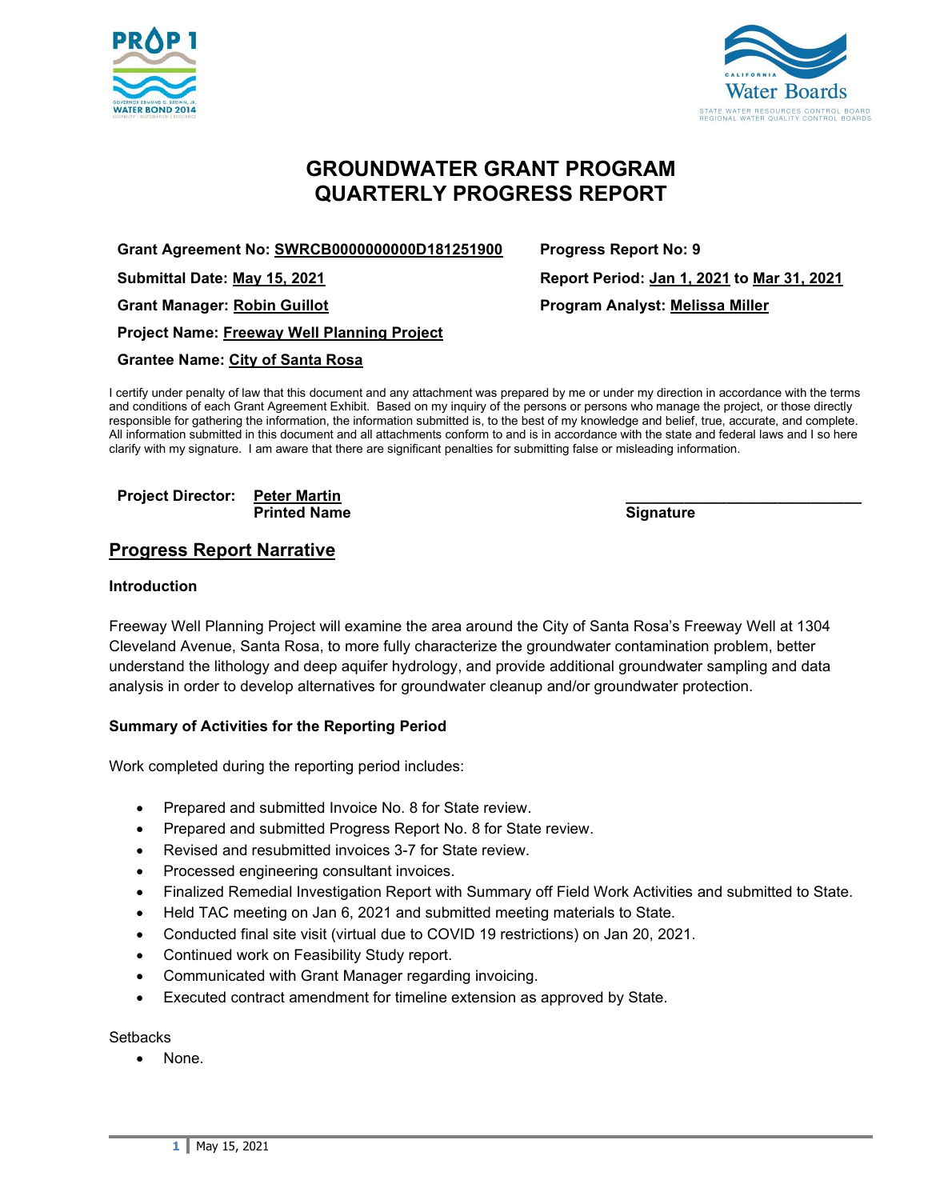# GROUNDWATER GRANT PROGRAM QUARTERLY PROGRESS REPORT

**Grant Agreement No:** SWRCB0000000000D181251900

**Progress Report No:** 9

**Submittal Date:** May 15, 2021

**Report Period:** Jan 1, 2021 to Mar 31, 2021

**Grant Manager:** Robin Guillot

**Program Analyst:** Melissa Miller

**Project Name:** Freeway Well Planning Project

**Grantee Name:** City of Santa Rosa

I certify under penalty of law that this document and any attachment was prepared by me or under my direction in accordance with the terms and conditions of each Grant Agreement Exhibit. Based on my inquiry of the persons or persons who manage the project, or those directly responsible for gathering the information, the information submitted is, to the best of my knowledge and belief, true, accurate, and complete. All information submitted in this document and all attachments conform to and is in accordance with the state and federal laws and I so here clarify with my signature. I am aware that there are significant penalties for submitting false or misleading information.

**Project Director:** Peter Martin
**Printed Name**

______________________________
**Signature**

## Progress Report Narrative

### Introduction

Freeway Well Planning Project will examine the area around the City of Santa Rosa's Freeway Well at 1304 Cleveland Avenue, Santa Rosa, to more fully characterize the groundwater contamination problem, better understand the lithology and deep aquifer hydrology, and provide additional groundwater sampling and data analysis in order to develop alternatives for groundwater cleanup and/or groundwater protection.

### Summary of Activities for the Reporting Period

Work completed during the reporting period includes:

- Prepared and submitted Invoice No. 8 for State review.
- Prepared and submitted Progress Report No. 8 for State review.
- Revised and resubmitted invoices 3-7 for State review.
- Processed engineering consultant invoices.
- Finalized Remedial Investigation Report with Summary off Field Work Activities and submitted to State.
- Held TAC meeting on Jan 6, 2021 and submitted meeting materials to State.
- Conducted final site visit (virtual due to COVID 19 restrictions) on Jan 20, 2021.
- Continued work on Feasibility Study report.
- Communicated with Grant Manager regarding invoicing.
- Executed contract amendment for timeline extension as approved by State.

Setbacks

- None.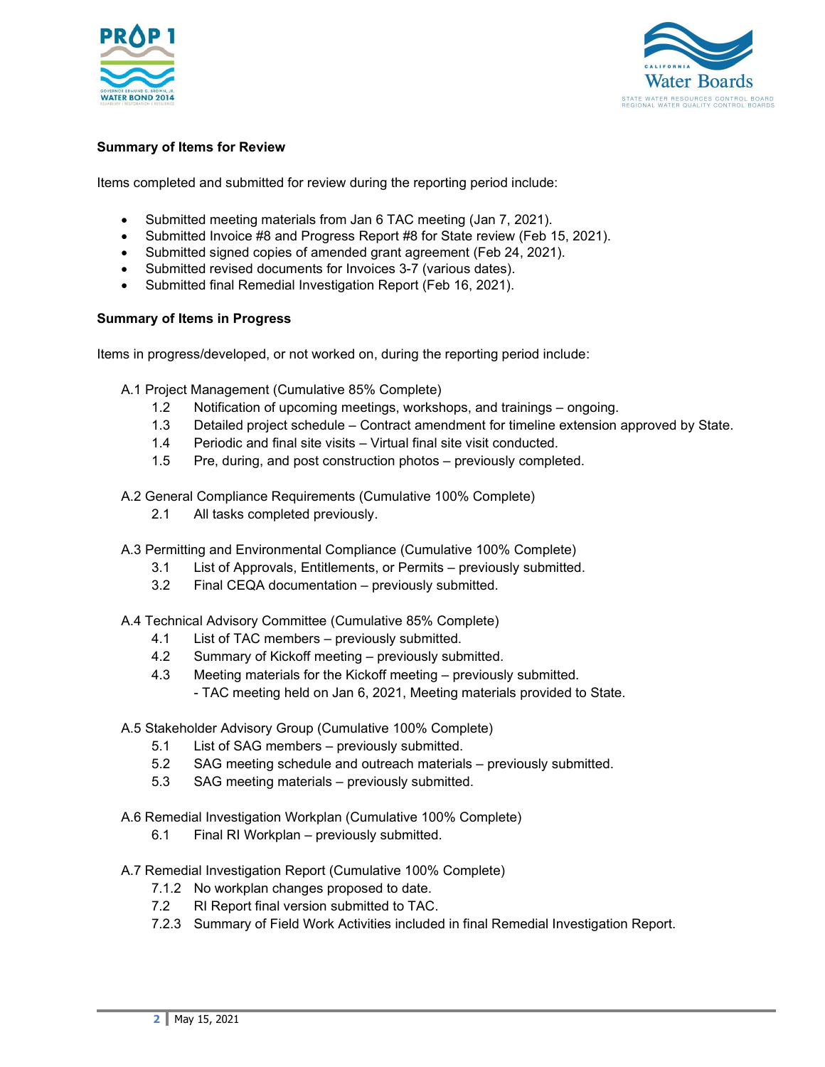**Summary of Items for Review**

Items completed and submitted for review during the reporting period include:

- Submitted meeting materials from Jan 6 TAC meeting (Jan 7, 2021).
- Submitted Invoice #8 and Progress Report #8 for State review (Feb 15, 2021).
- Submitted signed copies of amended grant agreement (Feb 24, 2021).
- Submitted revised documents for Invoices 3-7 (various dates).
- Submitted final Remedial Investigation Report (Feb 16, 2021).

**Summary of Items in Progress**

Items in progress/developed, or not worked on, during the reporting period include:

A.1 Project Management (Cumulative 85% Complete)

- 1.2 Notification of upcoming meetings, workshops, and trainings – ongoing.
- 1.3 Detailed project schedule – Contract amendment for timeline extension approved by State.
- 1.4 Periodic and final site visits – Virtual final site visit conducted.
- 1.5 Pre, during, and post construction photos – previously completed.

A.2 General Compliance Requirements (Cumulative 100% Complete)

- 2.1 All tasks completed previously.

A.3 Permitting and Environmental Compliance (Cumulative 100% Complete)

- 3.1 List of Approvals, Entitlements, or Permits – previously submitted.
- 3.2 Final CEQA documentation – previously submitted.

A.4 Technical Advisory Committee (Cumulative 85% Complete)

- 4.1 List of TAC members – previously submitted.
- 4.2 Summary of Kickoff meeting – previously submitted.
- 4.3 Meeting materials for the Kickoff meeting – previously submitted.
  - TAC meeting held on Jan 6, 2021, Meeting materials provided to State.

A.5 Stakeholder Advisory Group (Cumulative 100% Complete)

- 5.1 List of SAG members – previously submitted.
- 5.2 SAG meeting schedule and outreach materials – previously submitted.
- 5.3 SAG meeting materials – previously submitted.

A.6 Remedial Investigation Workplan (Cumulative 100% Complete)

- 6.1 Final RI Workplan – previously submitted.

A.7 Remedial Investigation Report (Cumulative 100% Complete)

- 7.1.2 No workplan changes proposed to date.
- 7.2 RI Report final version submitted to TAC.
- 7.2.3 Summary of Field Work Activities included in final Remedial Investigation Report.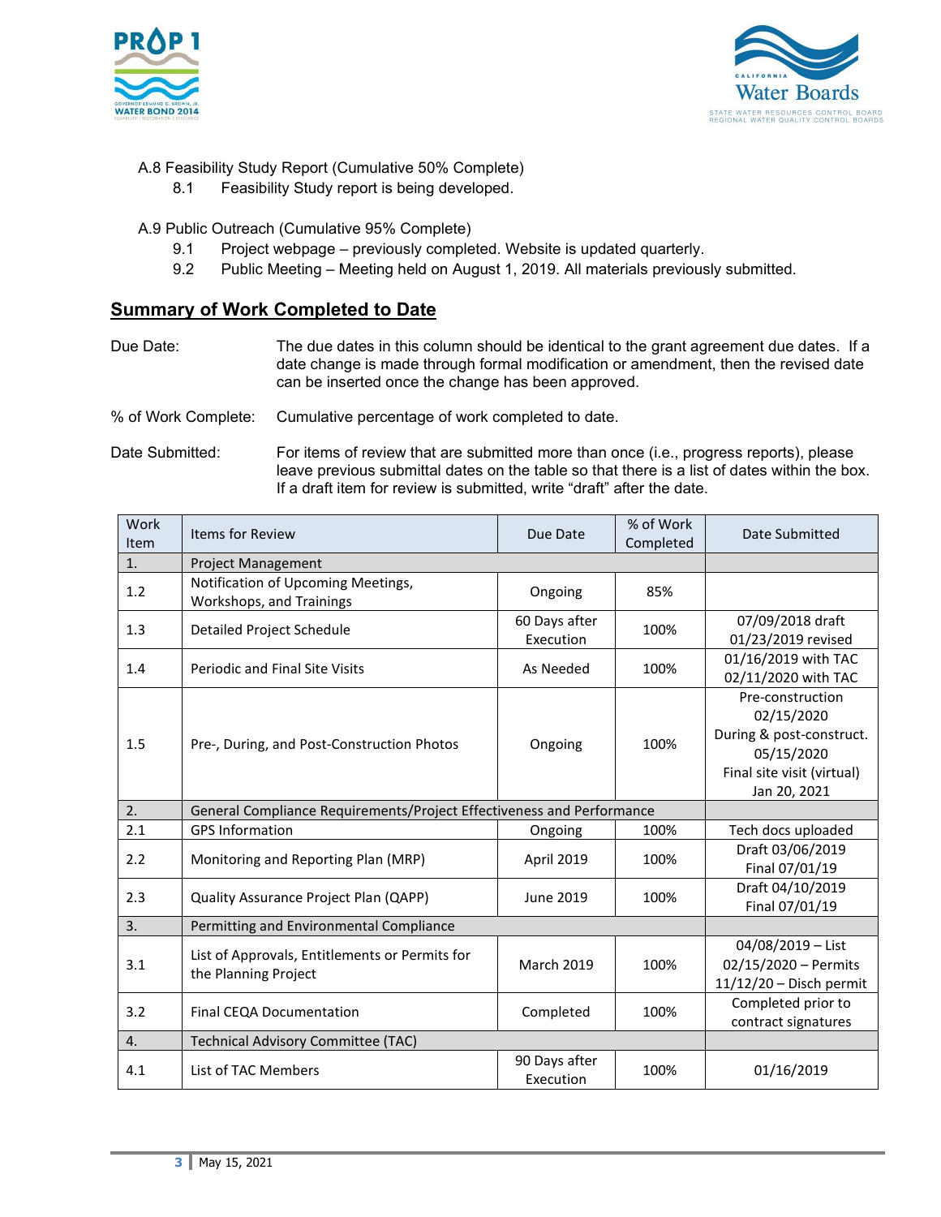A.8 Feasibility Study Report (Cumulative 50% Complete)

8.1 Feasibility Study report is being developed.

A.9 Public Outreach (Cumulative 95% Complete)

9.1 Project webpage – previously completed. Website is updated quarterly.

9.2 Public Meeting – Meeting held on August 1, 2019. All materials previously submitted.

## Summary of Work Completed to Date

Due Date: The due dates in this column should be identical to the grant agreement due dates. If a date change is made through formal modification or amendment, then the revised date can be inserted once the change has been approved.

% of Work Complete: Cumulative percentage of work completed to date.

Date Submitted: For items of review that are submitted more than once (i.e., progress reports), please leave previous submittal dates on the table so that there is a list of dates within the box. If a draft item for review is submitted, write "draft" after the date.

| Work Item | Items for Review | Due Date | % of Work Completed | Date Submitted |
|---|---|---|---|---|
| 1. | Project Management | | | |
| 1.2 | Notification of Upcoming Meetings, Workshops, and Trainings | Ongoing | 85% | |
| 1.3 | Detailed Project Schedule | 60 Days after Execution | 100% | 07/09/2018 draft<br>01/23/2019 revised |
| 1.4 | Periodic and Final Site Visits | As Needed | 100% | 01/16/2019 with TAC<br>02/11/2020 with TAC |
| 1.5 | Pre-, During, and Post-Construction Photos | Ongoing | 100% | Pre-construction 02/15/2020<br>During & post-construct. 05/15/2020<br>Final site visit (virtual) Jan 20, 2021 |
| 2. | General Compliance Requirements/Project Effectiveness and Performance | | | |
| 2.1 | GPS Information | Ongoing | 100% | Tech docs uploaded |
| 2.2 | Monitoring and Reporting Plan (MRP) | April 2019 | 100% | Draft 03/06/2019<br>Final 07/01/19 |
| 2.3 | Quality Assurance Project Plan (QAPP) | June 2019 | 100% | Draft 04/10/2019<br>Final 07/01/19 |
| 3. | Permitting and Environmental Compliance | | | |
| 3.1 | List of Approvals, Entitlements or Permits for the Planning Project | March 2019 | 100% | 04/08/2019 – List<br>02/15/2020 – Permits<br>11/12/20 – Disch permit |
| 3.2 | Final CEQA Documentation | Completed | 100% | Completed prior to contract signatures |
| 4. | Technical Advisory Committee (TAC) | | | |
| 4.1 | List of TAC Members | 90 Days after Execution | 100% | 01/16/2019 |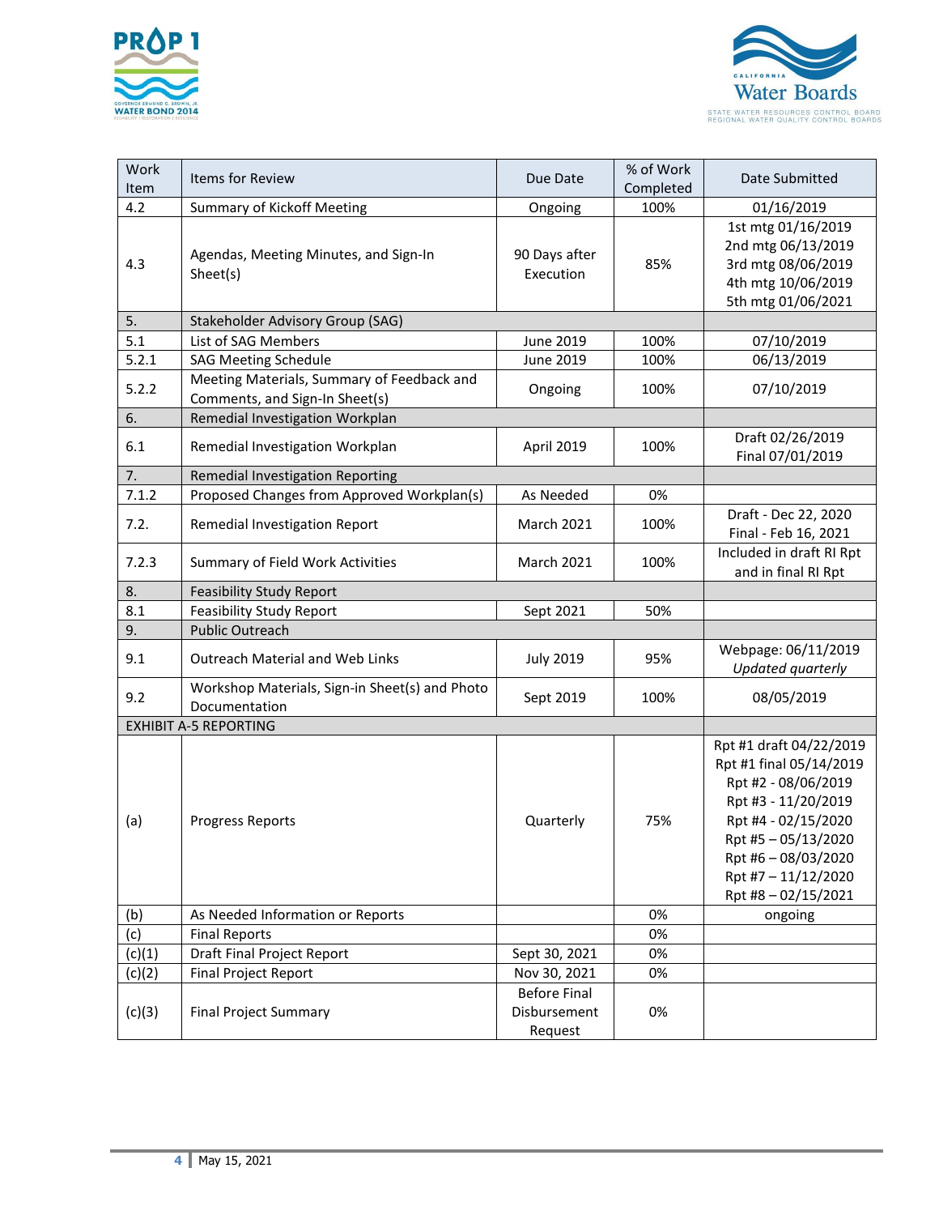| Work Item | Items for Review | Due Date | % of Work Completed | Date Submitted |
|---|---|---|---|---|
| 4.2 | Summary of Kickoff Meeting | Ongoing | 100% | 01/16/2019 |
| 4.3 | Agendas, Meeting Minutes, and Sign-In Sheet(s) | 90 Days after Execution | 85% | 1st mtg 01/16/2019<br>2nd mtg 06/13/2019<br>3rd mtg 08/06/2019<br>4th mtg 10/06/2019<br>5th mtg 01/06/2021 |
| 5. | Stakeholder Advisory Group (SAG) | | | |
| 5.1 | List of SAG Members | June 2019 | 100% | 07/10/2019 |
| 5.2.1 | SAG Meeting Schedule | June 2019 | 100% | 06/13/2019 |
| 5.2.2 | Meeting Materials, Summary of Feedback and Comments, and Sign-In Sheet(s) | Ongoing | 100% | 07/10/2019 |
| 6. | Remedial Investigation Workplan | | | |
| 6.1 | Remedial Investigation Workplan | April 2019 | 100% | Draft 02/26/2019<br>Final 07/01/2019 |
| 7. | Remedial Investigation Reporting | | | |
| 7.1.2 | Proposed Changes from Approved Workplan(s) | As Needed | 0% | |
| 7.2. | Remedial Investigation Report | March 2021 | 100% | Draft - Dec 22, 2020<br>Final - Feb 16, 2021 |
| 7.2.3 | Summary of Field Work Activities | March 2021 | 100% | Included in draft RI Rpt and in final RI Rpt |
| 8. | Feasibility Study Report | | | |
| 8.1 | Feasibility Study Report | Sept 2021 | 50% | |
| 9. | Public Outreach | | | |
| 9.1 | Outreach Material and Web Links | July 2019 | 95% | Webpage: 06/11/2019<br>*Updated quarterly* |
| 9.2 | Workshop Materials, Sign-in Sheet(s) and Photo Documentation | Sept 2019 | 100% | 08/05/2019 |
| EXHIBIT A-5 REPORTING | | | | |
| (a) | Progress Reports | Quarterly | 75% | Rpt #1 draft 04/22/2019<br>Rpt #1 final 05/14/2019<br>Rpt #2 - 08/06/2019<br>Rpt #3 - 11/20/2019<br>Rpt #4 - 02/15/2020<br>Rpt #5 – 05/13/2020<br>Rpt #6 – 08/03/2020<br>Rpt #7 – 11/12/2020<br>Rpt #8 – 02/15/2021 |
| (b) | As Needed Information or Reports | | 0% | ongoing |
| (c) | Final Reports | | 0% | |
| (c)(1) | Draft Final Project Report | Sept 30, 2021 | 0% | |
| (c)(2) | Final Project Report | Nov 30, 2021 | 0% | |
| (c)(3) | Final Project Summary | Before Final Disbursement Request | 0% | |

May 15, 2021